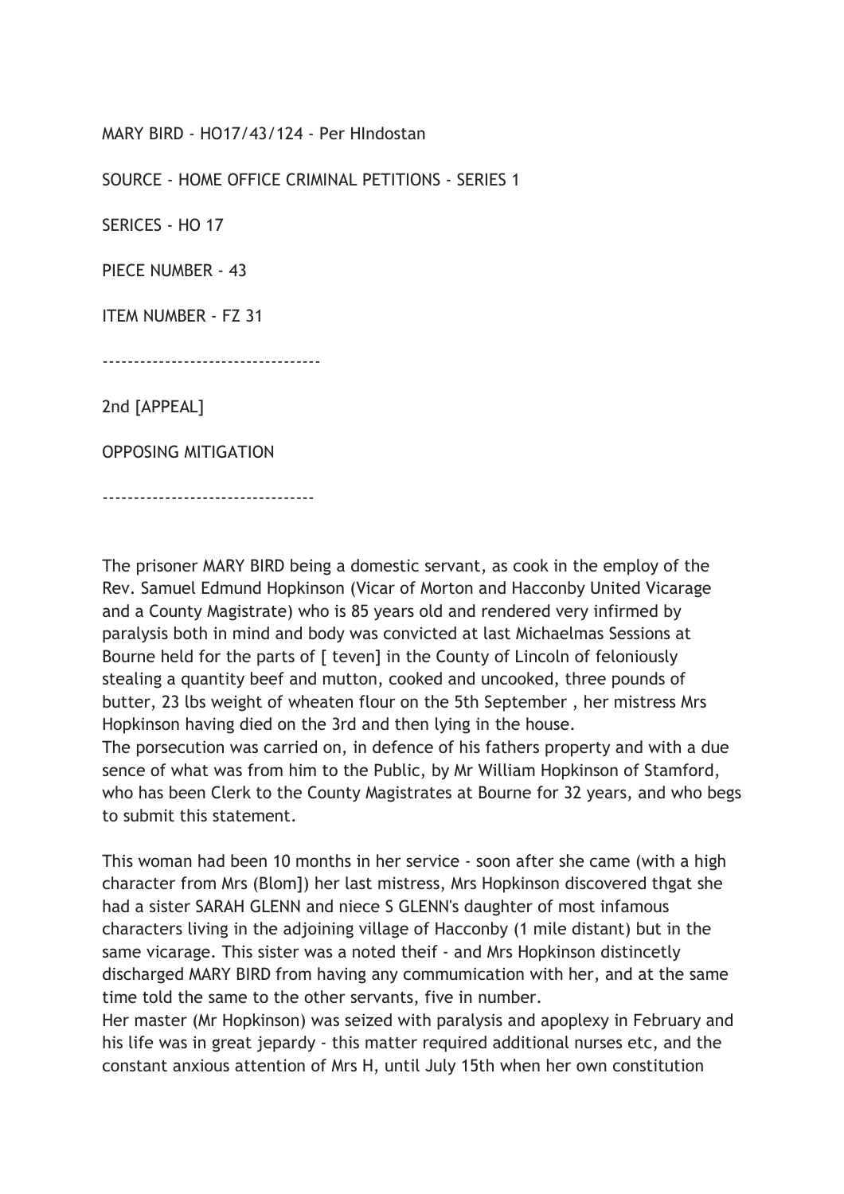MARY BIRD - HO17/43/124 - Per HIndostan

SOURCE - HOME OFFICE CRIMINAL PETITIONS - SERIES 1

SERICES - HO 17

PIECE NUMBER - 43

ITEM NUMBER - FZ 31

----------------------------------

2nd [APPEAL]

OPPOSING MITIGATION

---------------------------------

The prisoner MARY BIRD being a domestic servant, as cook in the employ of the Rev. Samuel Edmund Hopkinson (Vicar of Morton and Hacconby United Vicarage and a County Magistrate) who is 85 years old and rendered very infirmed by paralysis both in mind and body was convicted at last Michaelmas Sessions at Bourne held for the parts of [ teven] in the County of Lincoln of feloniously stealing a quantity beef and mutton, cooked and uncooked, three pounds of butter, 23 lbs weight of wheaten flour on the 5th September , her mistress Mrs Hopkinson having died on the 3rd and then lying in the house.
The porsecution was carried on, in defence of his fathers property and with a due sence of what was from him to the Public, by Mr William Hopkinson of Stamford, who has been Clerk to the County Magistrates at Bourne for 32 years, and who begs to submit this statement.

This woman had been 10 months in her service - soon after she came (with a high character from Mrs (Blom]) her last mistress, Mrs Hopkinson discovered thgat she had a sister SARAH GLENN and niece S GLENN's daughter of most infamous characters living in the adjoining village of Hacconby (1 mile distant) but in the same vicarage. This sister was a noted theif - and Mrs Hopkinson distincetly discharged MARY BIRD from having any commumication with her, and at the same time told the same to the other servants, five in number.
Her master (Mr Hopkinson) was seized with paralysis and apoplexy in February and his life was in great jepardy - this matter required additional nurses etc, and the constant anxious attention of Mrs H, until July 15th when her own constitution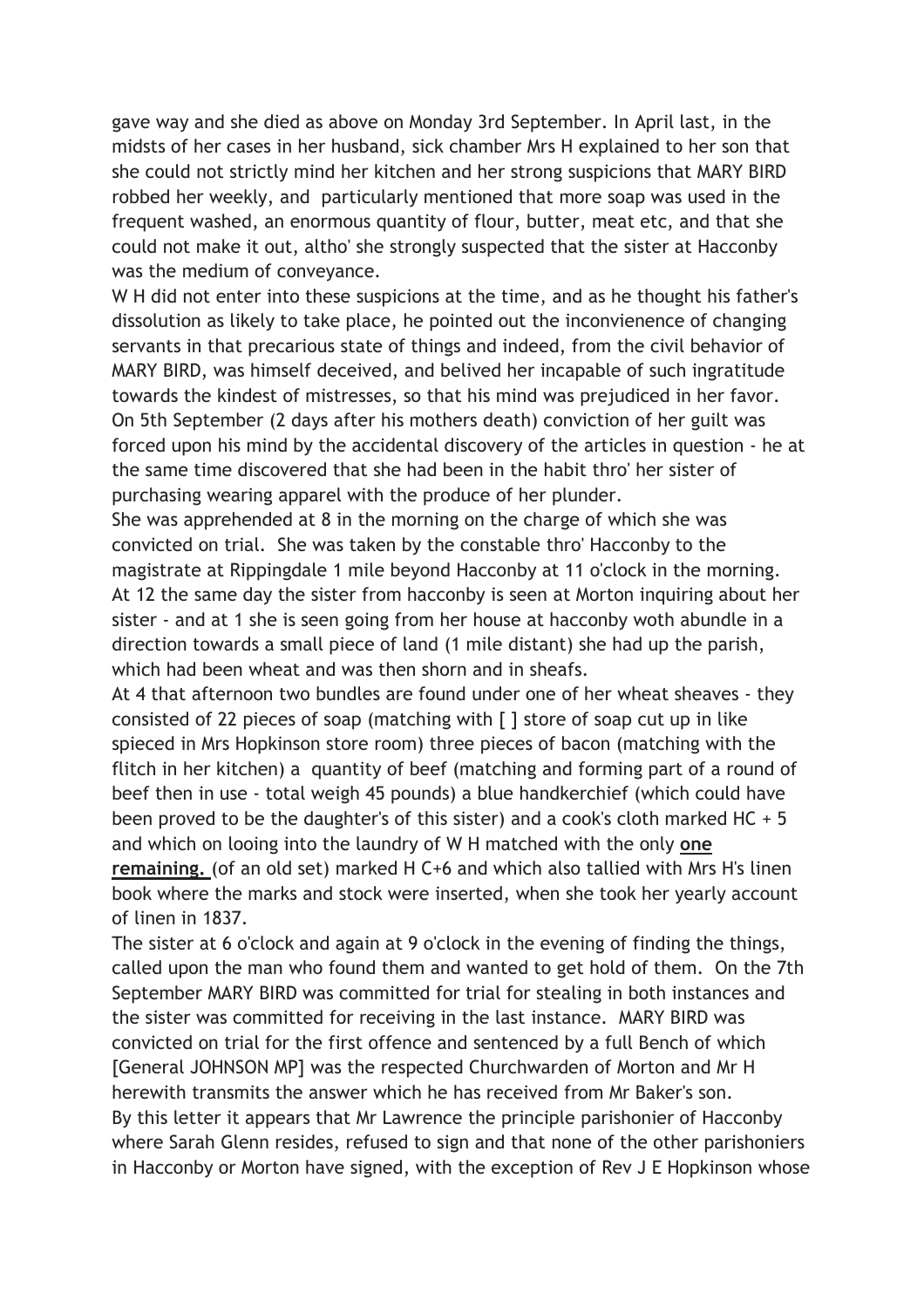gave way and she died as above on Monday 3rd September. In April last, in the midsts of her cases in her husband, sick chamber Mrs H explained to her son that she could not strictly mind her kitchen and her strong suspicions that MARY BIRD robbed her weekly, and particularly mentioned that more soap was used in the frequent washed, an enormous quantity of flour, butter, meat etc, and that she could not make it out, altho' she strongly suspected that the sister at Hacconby was the medium of conveyance.

W H did not enter into these suspicions at the time, and as he thought his father's dissolution as likely to take place, he pointed out the inconvienence of changing servants in that precarious state of things and indeed, from the civil behavior of MARY BIRD, was himself deceived, and belived her incapable of such ingratitude towards the kindest of mistresses, so that his mind was prejudiced in her favor.

On 5th September (2 days after his mothers death) conviction of her guilt was forced upon his mind by the accidental discovery of the articles in question - he at the same time discovered that she had been in the habit thro' her sister of purchasing wearing apparel with the produce of her plunder.

She was apprehended at 8 in the morning on the charge of which she was convicted on trial. She was taken by the constable thro' Hacconby to the magistrate at Rippingdale 1 mile beyond Hacconby at 11 o'clock in the morning. At 12 the same day the sister from hacconby is seen at Morton inquiring about her sister - and at 1 she is seen going from her house at hacconby woth abundle in a direction towards a small piece of land (1 mile distant) she had up the parish, which had been wheat and was then shorn and in sheafs.

At 4 that afternoon two bundles are found under one of her wheat sheaves - they consisted of 22 pieces of soap (matching with [ ] store of soap cut up in like spieced in Mrs Hopkinson store room) three pieces of bacon (matching with the flitch in her kitchen) a quantity of beef (matching and forming part of a round of beef then in use - total weigh 45 pounds) a blue handkerchief (which could have been proved to be the daughter's of this sister) and a cook's cloth marked HC + 5 and which on looing into the laundry of W H matched with the only **one remaining.** (of an old set) marked H C+6 and which also tallied with Mrs H's linen book where the marks and stock were inserted, when she took her yearly account of linen in 1837.

The sister at 6 o'clock and again at 9 o'clock in the evening of finding the things, called upon the man who found them and wanted to get hold of them. On the 7th September MARY BIRD was committed for trial for stealing in both instances and the sister was committed for receiving in the last instance. MARY BIRD was convicted on trial for the first offence and sentenced by a full Bench of which [General JOHNSON MP] was the respected Churchwarden of Morton and Mr H herewith transmits the answer which he has received from Mr Baker's son.

By this letter it appears that Mr Lawrence the principle parishonier of Hacconby where Sarah Glenn resides, refused to sign and that none of the other parishoniers in Hacconby or Morton have signed, with the exception of Rev J E Hopkinson whose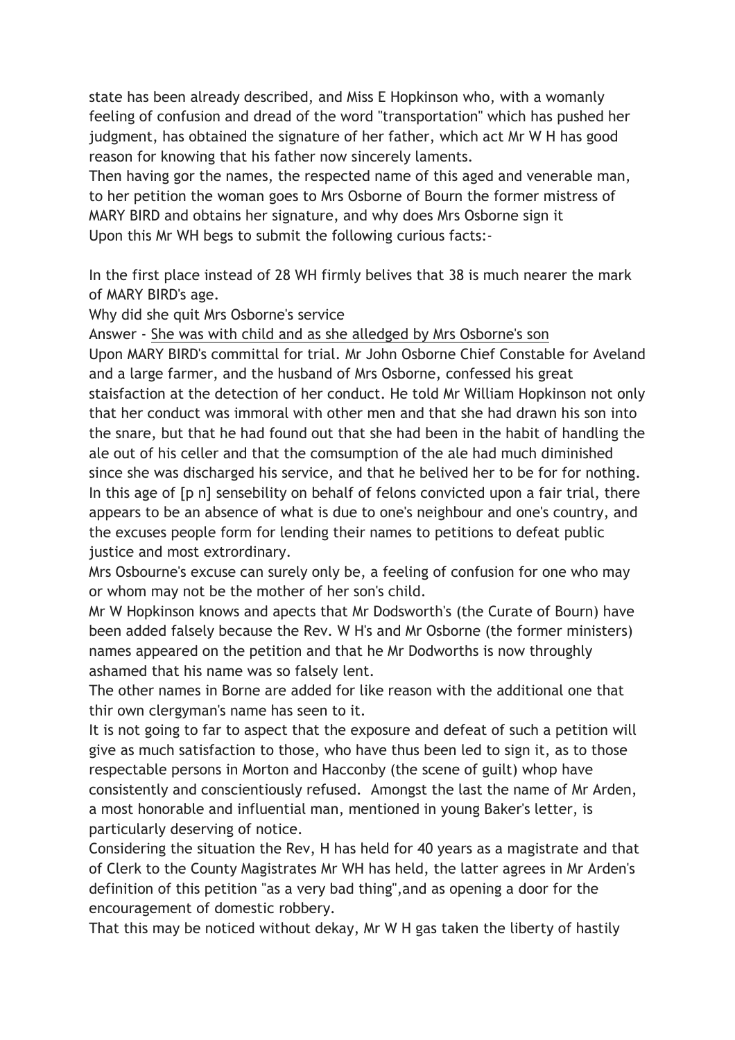state has been already described, and Miss E Hopkinson who, with a womanly feeling of confusion and dread of the word "transportation" which has pushed her judgment, has obtained the signature of her father, which act Mr W H has good reason for knowing that his father now sincerely laments.
Then having gor the names, the respected name of this aged and venerable man, to her petition the woman goes to Mrs Osborne of Bourn the former mistress of MARY BIRD and obtains her signature, and why does Mrs Osborne sign it
Upon this Mr WH begs to submit the following curious facts:-

In the first place instead of 28 WH firmly belives that 38 is much nearer the mark of MARY BIRD's age.
Why did she quit Mrs Osborne's service
Answer - <u>She was with child and as she alledged by Mrs Osborne's son</u>
Upon MARY BIRD's committal for trial. Mr John Osborne Chief Constable for Aveland and a large farmer, and the husband of Mrs Osborne, confessed his great staisfaction at the detection of her conduct. He told Mr William Hopkinson not only that her conduct was immoral with other men and that she had drawn his son into the snare, but that he had found out that she had been in the habit of handling the ale out of his celler and that the comsumption of the ale had much diminished since she was discharged his service, and that he belived her to be for for nothing.
In this age of [p n] sensebility on behalf of felons convicted upon a fair trial, there appears to be an absence of what is due to one's neighbour and one's country, and the excuses people form for lending their names to petitions to defeat public justice and most extrordinary.
Mrs Osbourne's excuse can surely only be, a feeling of confusion for one who may or whom may not be the mother of her son's child.
Mr W Hopkinson knows and apects that Mr Dodsworth's (the Curate of Bourn) have been added falsely because the Rev. W H's and Mr Osborne (the former ministers) names appeared on the petition and that he Mr Dodworths is now throughly ashamed that his name was so falsely lent.
The other names in Borne are added for like reason with the additional one that thir own clergyman's name has seen to it.
It is not going to far to aspect that the exposure and defeat of such a petition will give as much satisfaction to those, who have thus been led to sign it, as to those respectable persons in Morton and Hacconby (the scene of guilt) whop have consistently and conscientiously refused. Amongst the last the name of Mr Arden, a most honorable and influential man, mentioned in young Baker's letter, is particularly deserving of notice.
Considering the situation the Rev, H has held for 40 years as a magistrate and that of Clerk to the County Magistrates Mr WH has held, the latter agrees in Mr Arden's definition of this petition "as a very bad thing",and as opening a door for the encouragement of domestic robbery.
That this may be noticed without dekay, Mr W H gas taken the liberty of hastily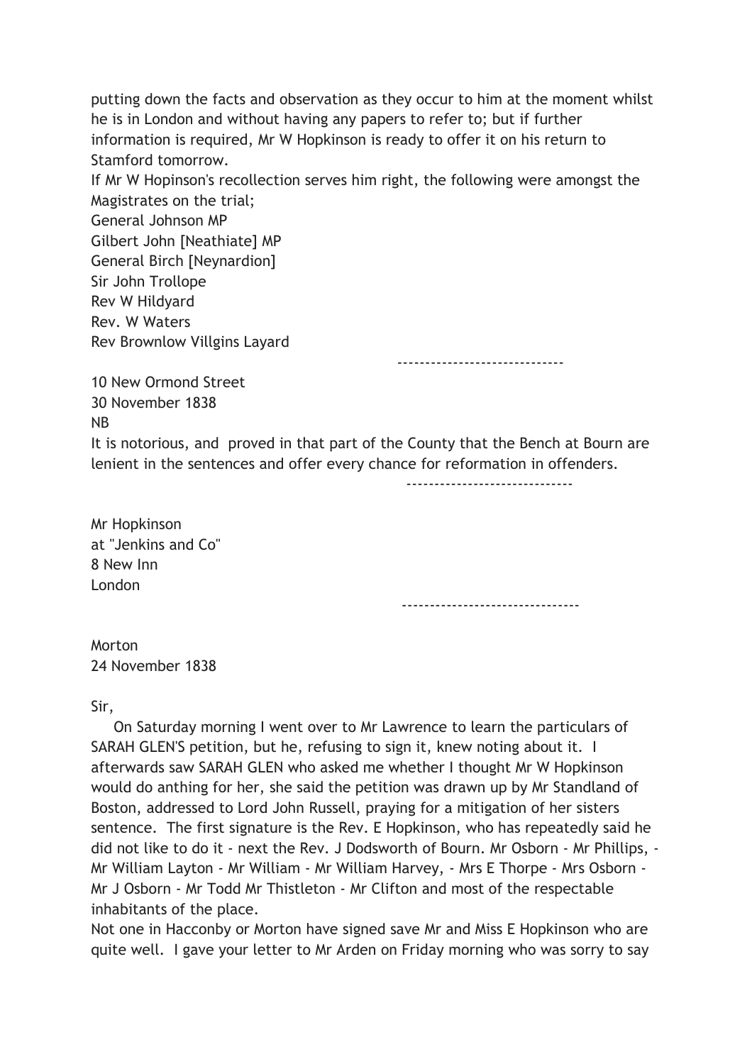putting down the facts and observation as they occur to him at the moment whilst he is in London and without having any papers to refer to; but if further information is required, Mr W Hopkinson is ready to offer it on his return to Stamford tomorrow.

If Mr W Hopinson's recollection serves him right, the following were amongst the Magistrates on the trial;

General Johnson MP
Gilbert John [Neathiate] MP
General Birch [Neynardion]
Sir John Trollope
Rev W Hildyard
Rev. W Waters
Rev Brownlow Villgins Layard

------------------------------

10 New Ormond Street
30 November 1838
NB

It is notorious, and proved in that part of the County that the Bench at Bourn are lenient in the sentences and offer every chance for reformation in offenders.

------------------------------

Mr Hopkinson
at "Jenkins and Co"
8 New Inn
London

--------------------------------

Morton
24 November 1838

Sir,

On Saturday morning I went over to Mr Lawrence to learn the particulars of SARAH GLEN'S petition, but he, refusing to sign it, knew noting about it. I afterwards saw SARAH GLEN who asked me whether I thought Mr W Hopkinson would do anthing for her, she said the petition was drawn up by Mr Standland of Boston, addressed to Lord John Russell, praying for a mitigation of her sisters sentence. The first signature is the Rev. E Hopkinson, who has repeatedly said he did not like to do it - next the Rev. J Dodsworth of Bourn. Mr Osborn - Mr Phillips, - Mr William Layton - Mr William - Mr William Harvey, - Mrs E Thorpe - Mrs Osborn - Mr J Osborn - Mr Todd Mr Thistleton - Mr Clifton and most of the respectable inhabitants of the place.

Not one in Hacconby or Morton have signed save Mr and Miss E Hopkinson who are quite well. I gave your letter to Mr Arden on Friday morning who was sorry to say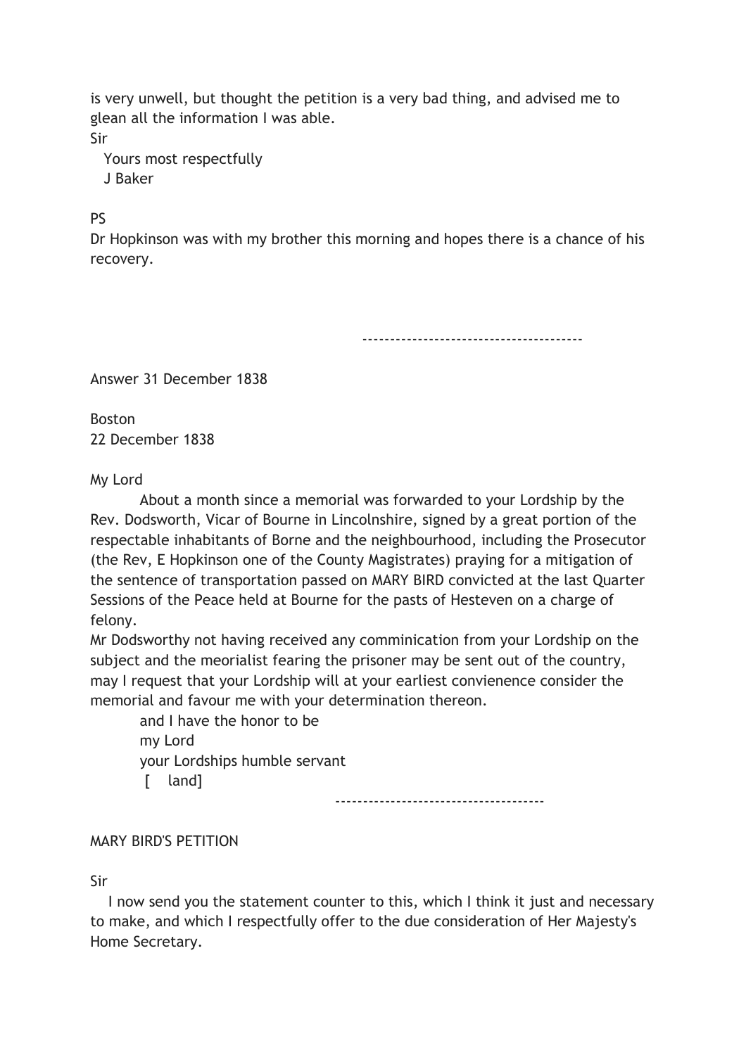is very unwell, but thought the petition is a very bad thing, and advised me to glean all the information I was able.

Sir

Yours most respectfully

J Baker

PS

Dr Hopkinson was with my brother this morning and hopes there is a chance of his recovery.

---

Answer 31 December 1838

Boston

22 December 1838

My Lord

About a month since a memorial was forwarded to your Lordship by the Rev. Dodsworth, Vicar of Bourne in Lincolnshire, signed by a great portion of the respectable inhabitants of Borne and the neighbourhood, including the Prosecutor (the Rev, E Hopkinson one of the County Magistrates) praying for a mitigation of the sentence of transportation passed on MARY BIRD convicted at the last Quarter Sessions of the Peace held at Bourne for the pasts of Hesteven on a charge of felony.

Mr Dodsworthy not having received any comminication from your Lordship on the subject and the meorialist fearing the prisoner may be sent out of the country, may I request that your Lordship will at your earliest convienence consider the memorial and favour me with your determination thereon.

and I have the honor to be

my Lord

your Lordships humble servant

[ land]

---

MARY BIRD'S PETITION

Sir

I now send you the statement counter to this, which I think it just and necessary to make, and which I respectfully offer to the due consideration of Her Majesty's Home Secretary.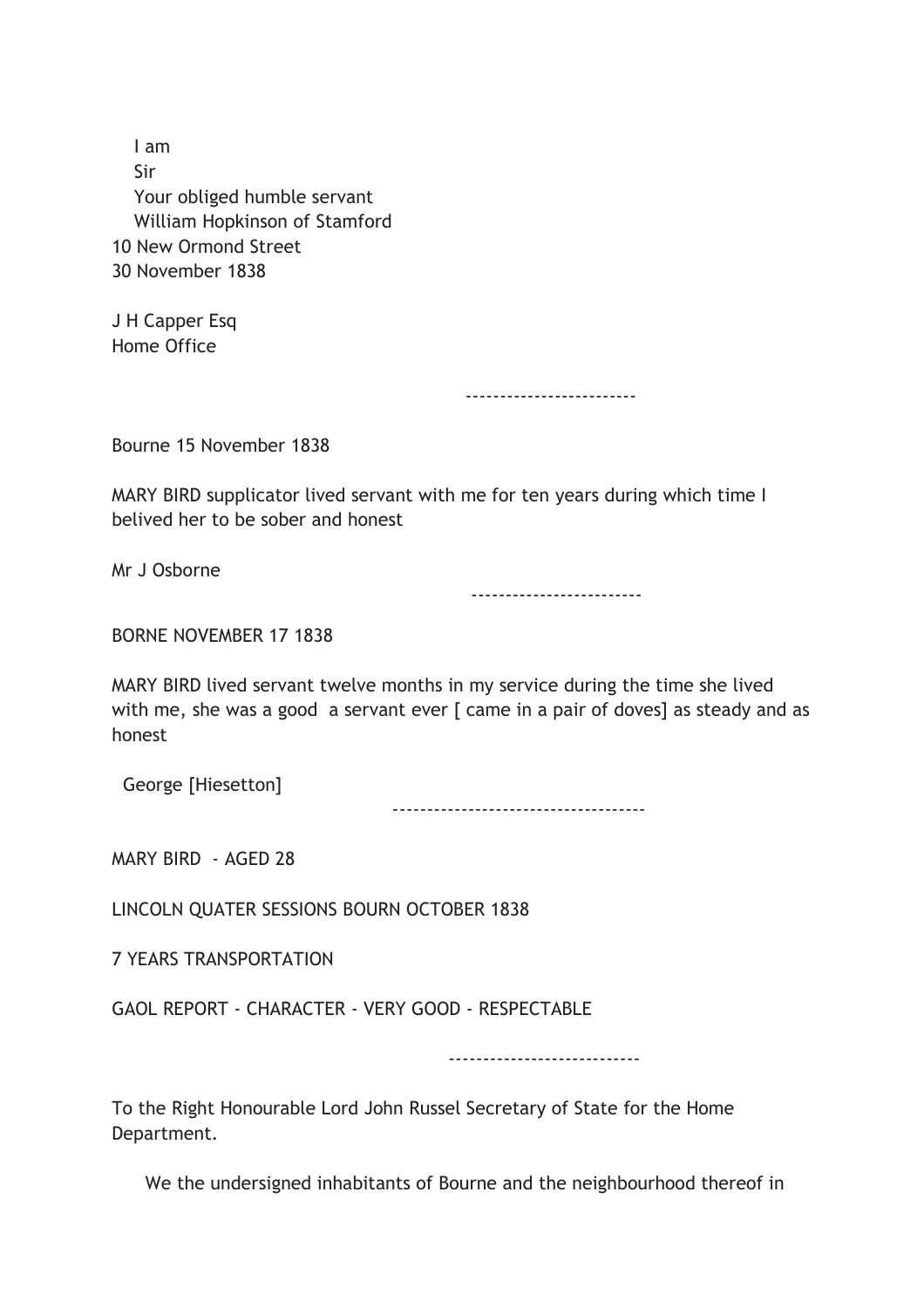I am
Sir
Your obliged humble servant
William Hopkinson of Stamford
10 New Ormond Street
30 November 1838

J H Capper Esq
Home Office

------------------------

Bourne 15 November 1838

MARY BIRD supplicator lived servant with me for ten years during which time I belived her to be sober and honest

Mr J Osborne

------------------------

BORNE NOVEMBER 17 1838

MARY BIRD lived servant twelve months in my service during the time she lived with me, she was a good a servant ever [ came in a pair of doves] as steady and as honest

George [Hiesetton]

------------------------------------

MARY BIRD - AGED 28

LINCOLN QUATER SESSIONS BOURN OCTOBER 1838

7 YEARS TRANSPORTATION

GAOL REPORT - CHARACTER - VERY GOOD - RESPECTABLE

---------------------------

To the Right Honourable Lord John Russel Secretary of State for the Home Department.

We the undersigned inhabitants of Bourne and the neighbourhood thereof in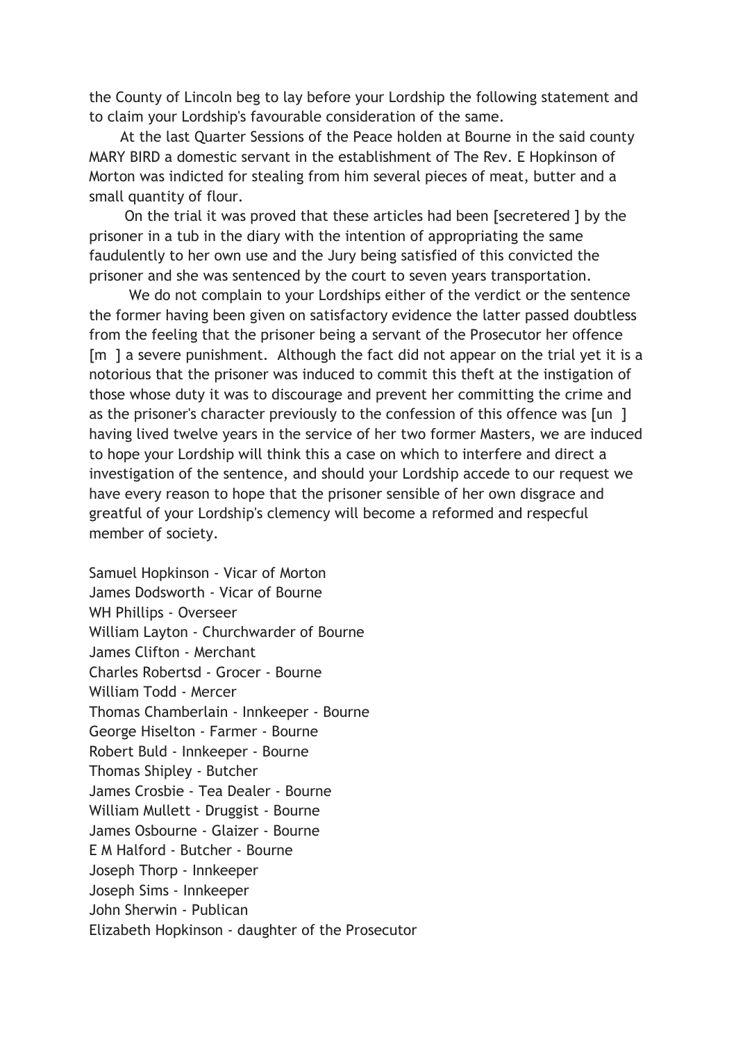the County of Lincoln beg to lay before your Lordship the following statement and to claim your Lordship's favourable consideration of the same.

At the last Quarter Sessions of the Peace holden at Bourne in the said county MARY BIRD a domestic servant in the establishment of The Rev. E Hopkinson of Morton was indicted for stealing from him several pieces of meat, butter and a small quantity of flour.

On the trial it was proved that these articles had been [secretered ] by the prisoner in a tub in the diary with the intention of appropriating the same faudulently to her own use and the Jury being satisfied of this convicted the prisoner and she was sentenced by the court to seven years transportation.

We do not complain to your Lordships either of the verdict or the sentence the former having been given on satisfactory evidence the latter passed doubtless from the feeling that the prisoner being a servant of the Prosecutor her offence [m ] a severe punishment. Although the fact did not appear on the trial yet it is a notorious that the prisoner was induced to commit this theft at the instigation of those whose duty it was to discourage and prevent her committing the crime and as the prisoner's character previously to the confession of this offence was [un ] having lived twelve years in the service of her two former Masters, we are induced to hope your Lordship will think this a case on which to interfere and direct a investigation of the sentence, and should your Lordship accede to our request we have every reason to hope that the prisoner sensible of her own disgrace and greatful of your Lordship's clemency will become a reformed and respecful member of society.

Samuel Hopkinson - Vicar of Morton
James Dodsworth - Vicar of Bourne
WH Phillips - Overseer
William Layton - Churchwarder of Bourne
James Clifton - Merchant
Charles Robertsd - Grocer - Bourne
William Todd - Mercer
Thomas Chamberlain - Innkeeper - Bourne
George Hiselton - Farmer - Bourne
Robert Buld - Innkeeper - Bourne
Thomas Shipley - Butcher
James Crosbie - Tea Dealer - Bourne
William Mullett - Druggist - Bourne
James Osbourne - Glaizer - Bourne
E M Halford - Butcher - Bourne
Joseph Thorp - Innkeeper
Joseph Sims - Innkeeper
John Sherwin - Publican
Elizabeth Hopkinson - daughter of the Prosecutor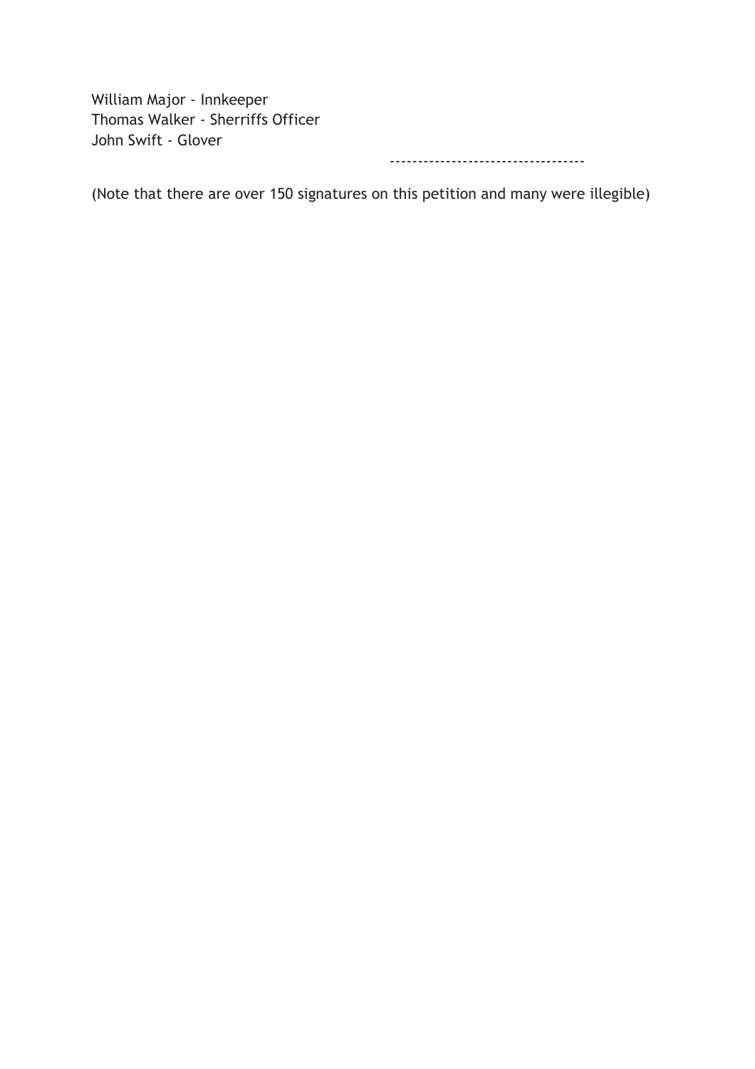William Major - Innkeeper
Thomas Walker - Sherriffs Officer
John Swift - Glover

----------------------------------

(Note that there are over 150 signatures on this petition and many were illegible)